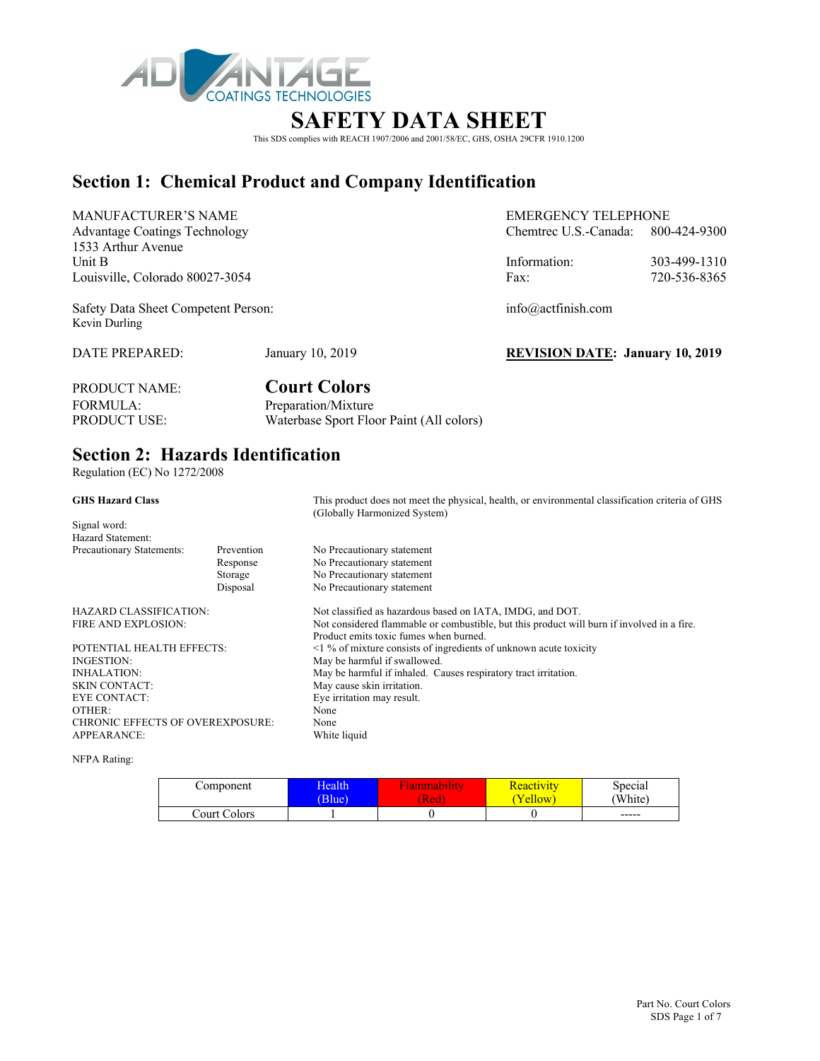ADVANTAGE COATINGS TECHNOLOGIES

# SAFETY DATA SHEET

This SDS complies with REACH 1907/2006 and 2001/58/EC, GHS, OSHA 29CFR 1910.1200

## Section 1: Chemical Product and Company Identification

MANUFACTURER'S NAME
Advantage Coatings Technology
1533 Arthur Avenue
Unit B
Louisville, Colorado 80027-3054

EMERGENCY TELEPHONE
Chemtrec U.S.-Canada: 800-424-9300

Information: 303-499-1310
Fax: 720-536-8365

Safety Data Sheet Competent Person:
Kevin Durling

info@actfinish.com

DATE PREPARED: January 10, 2019

**REVISION DATE: January 10, 2019**

PRODUCT NAME: **Court Colors**
FORMULA: Preparation/Mixture
PRODUCT USE: Waterbase Sport Floor Paint (All colors)

## Section 2: Hazards Identification

Regulation (EC) No 1272/2008

**GHS Hazard Class** — This product does not meet the physical, health, or environmental classification criteria of GHS (Globally Harmonized System)

Signal word:
Hazard Statement:

| Precautionary Statements: | | |
|---|---|---|
| | Prevention | No Precautionary statement |
| | Response | No Precautionary statement |
| | Storage | No Precautionary statement |
| | Disposal | No Precautionary statement |

| | |
|---|---|
| HAZARD CLASSIFICATION: | Not classified as hazardous based on IATA, IMDG, and DOT. |
| FIRE AND EXPLOSION: | Not considered flammable or combustible, but this product will burn if involved in a fire. Product emits toxic fumes when burned. |
| POTENTIAL HEALTH EFFECTS: | <1 % of mixture consists of ingredients of unknown acute toxicity |
| INGESTION: | May be harmful if swallowed. |
| INHALATION: | May be harmful if inhaled. Causes respiratory tract irritation. |
| SKIN CONTACT: | May cause skin irritation. |
| EYE CONTACT: | Eye irritation may result. |
| OTHER: | None |
| CHRONIC EFFECTS OF OVEREXPOSURE: | None |
| APPEARANCE: | White liquid |

NFPA Rating:

| Component | Health (Blue) | Flammability (Red) | Reactivity (Yellow) | Special (White) |
|---|---|---|---|---|
| Court Colors | 1 | 0 | 0 | ----- |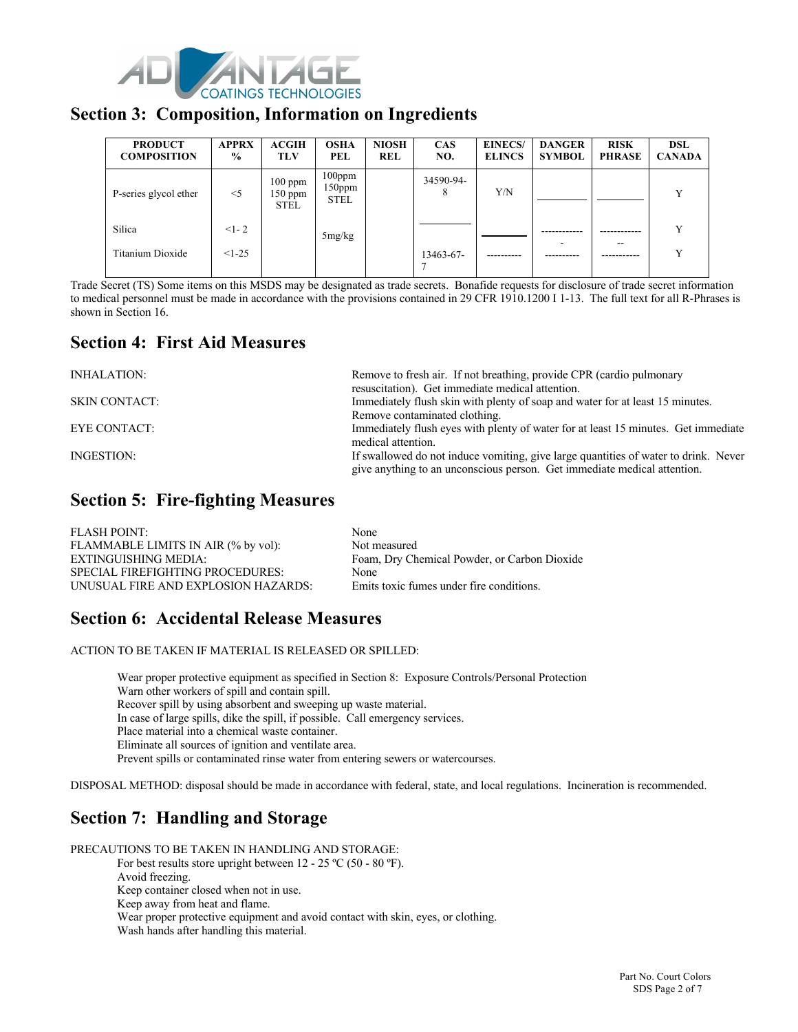## Section 3: Composition, Information on Ingredients

| PRODUCT COMPOSITION | APPRX % | ACGIH TLV | OSHA PEL | NIOSH REL | CAS NO. | EINECS/ ELINCS | DANGER SYMBOL | RISK PHRASE | DSL CANADA |
|---|---|---|---|---|---|---|---|---|---|
| P-series glycol ether | <5 | 100 ppm 150 ppm STEL | 100ppm 150ppm STEL | | 34590-94-8 | Y/N | ________ | ________ | Y |
| Silica | <1- 2 | | 5mg/kg | | ________ | ________ | ------------- | ------------ -- | Y |
| Titanium Dioxide | <1-25 | | | | 13463-67-7 | ---------- | ---------- | ----------- | Y |

Trade Secret (TS) Some items on this MSDS may be designated as trade secrets. Bonafide requests for disclosure of trade secret information to medical personnel must be made in accordance with the provisions contained in 29 CFR 1910.1200 I 1-13. The full text for all R-Phrases is shown in Section 16.

## Section 4: First Aid Measures

INHALATION: Remove to fresh air. If not breathing, provide CPR (cardio pulmonary resuscitation). Get immediate medical attention.

SKIN CONTACT: Immediately flush skin with plenty of soap and water for at least 15 minutes. Remove contaminated clothing.

EYE CONTACT: Immediately flush eyes with plenty of water for at least 15 minutes. Get immediate medical attention.

INGESTION: If swallowed do not induce vomiting, give large quantities of water to drink. Never give anything to an unconscious person. Get immediate medical attention.

## Section 5: Fire-fighting Measures

FLASH POINT: None
FLAMMABLE LIMITS IN AIR (% by vol): Not measured
EXTINGUISHING MEDIA: Foam, Dry Chemical Powder, or Carbon Dioxide
SPECIAL FIREFIGHTING PROCEDURES: None
UNUSUAL FIRE AND EXPLOSION HAZARDS: Emits toxic fumes under fire conditions.

## Section 6: Accidental Release Measures

ACTION TO BE TAKEN IF MATERIAL IS RELEASED OR SPILLED:

Wear proper protective equipment as specified in Section 8: Exposure Controls/Personal Protection
Warn other workers of spill and contain spill.
Recover spill by using absorbent and sweeping up waste material.
In case of large spills, dike the spill, if possible. Call emergency services.
Place material into a chemical waste container.
Eliminate all sources of ignition and ventilate area.
Prevent spills or contaminated rinse water from entering sewers or watercourses.

DISPOSAL METHOD: disposal should be made in accordance with federal, state, and local regulations. Incineration is recommended.

## Section 7: Handling and Storage

PRECAUTIONS TO BE TAKEN IN HANDLING AND STORAGE:

For best results store upright between 12 - 25 ºC (50 - 80 ºF).
Avoid freezing.
Keep container closed when not in use.
Keep away from heat and flame.
Wear proper protective equipment and avoid contact with skin, eyes, or clothing.
Wash hands after handling this material.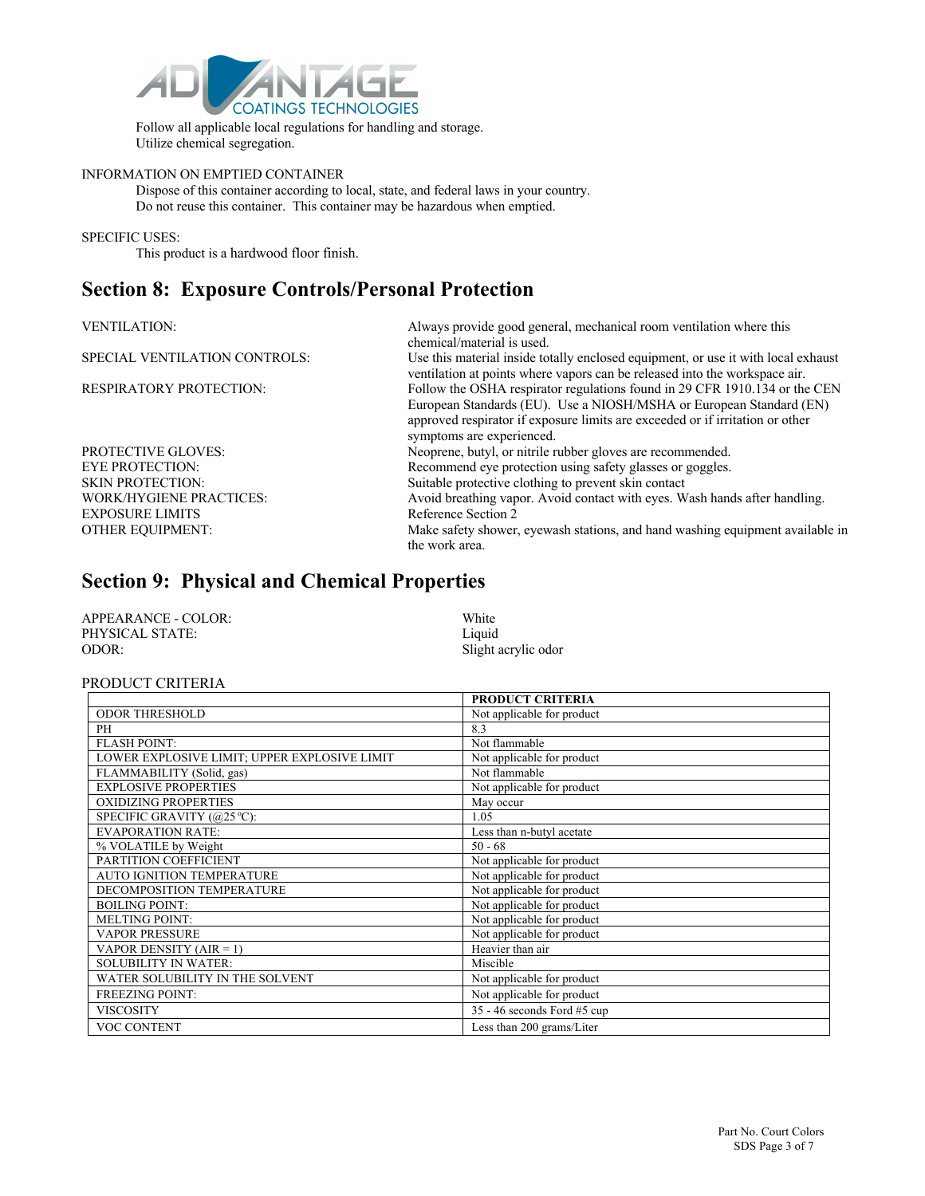Follow all applicable local regulations for handling and storage.
Utilize chemical segregation.

INFORMATION ON EMPTIED CONTAINER

Dispose of this container according to local, state, and federal laws in your country.
Do not reuse this container. This container may be hazardous when emptied.

SPECIFIC USES:

This product is a hardwood floor finish.

## Section 8: Exposure Controls/Personal Protection

| | |
|---|---|
| VENTILATION: | Always provide good general, mechanical room ventilation where this chemical/material is used. |
| SPECIAL VENTILATION CONTROLS: | Use this material inside totally enclosed equipment, or use it with local exhaust ventilation at points where vapors can be released into the workspace air. |
| RESPIRATORY PROTECTION: | Follow the OSHA respirator regulations found in 29 CFR 1910.134 or the CEN European Standards (EU). Use a NIOSH/MSHA or European Standard (EN) approved respirator if exposure limits are exceeded or if irritation or other symptoms are experienced. |
| PROTECTIVE GLOVES: | Neoprene, butyl, or nitrile rubber gloves are recommended. |
| EYE PROTECTION: | Recommend eye protection using safety glasses or goggles. |
| SKIN PROTECTION: | Suitable protective clothing to prevent skin contact |
| WORK/HYGIENE PRACTICES: | Avoid breathing vapor. Avoid contact with eyes. Wash hands after handling. |
| EXPOSURE LIMITS | Reference Section 2 |
| OTHER EQUIPMENT: | Make safety shower, eyewash stations, and hand washing equipment available in the work area. |

## Section 9: Physical and Chemical Properties

| | |
|---|---|
| APPEARANCE - COLOR: | White |
| PHYSICAL STATE: | Liquid |
| ODOR: | Slight acrylic odor |

PRODUCT CRITERIA

| | PRODUCT CRITERIA |
|---|---|
| ODOR THRESHOLD | Not applicable for product |
| PH | 8.3 |
| FLASH POINT: | Not flammable |
| LOWER EXPLOSIVE LIMIT; UPPER EXPLOSIVE LIMIT | Not applicable for product |
| FLAMMABILITY (Solid, gas) | Not flammable |
| EXPLOSIVE PROPERTIES | Not applicable for product |
| OXIDIZING PROPERTIES | May occur |
| SPECIFIC GRAVITY (@25℃): | 1.05 |
| EVAPORATION RATE: | Less than n-butyl acetate |
| % VOLATILE by Weight | 50 - 68 |
| PARTITION COEFFICIENT | Not applicable for product |
| AUTO IGNITION TEMPERATURE | Not applicable for product |
| DECOMPOSITION TEMPERATURE | Not applicable for product |
| BOILING POINT: | Not applicable for product |
| MELTING POINT: | Not applicable for product |
| VAPOR PRESSURE | Not applicable for product |
| VAPOR DENSITY (AIR = 1) | Heavier than air |
| SOLUBILITY IN WATER: | Miscible |
| WATER SOLUBILITY IN THE SOLVENT | Not applicable for product |
| FREEZING POINT: | Not applicable for product |
| VISCOSITY | 35 - 46 seconds Ford #5 cup |
| VOC CONTENT | Less than 200 grams/Liter |

Part No. Court Colors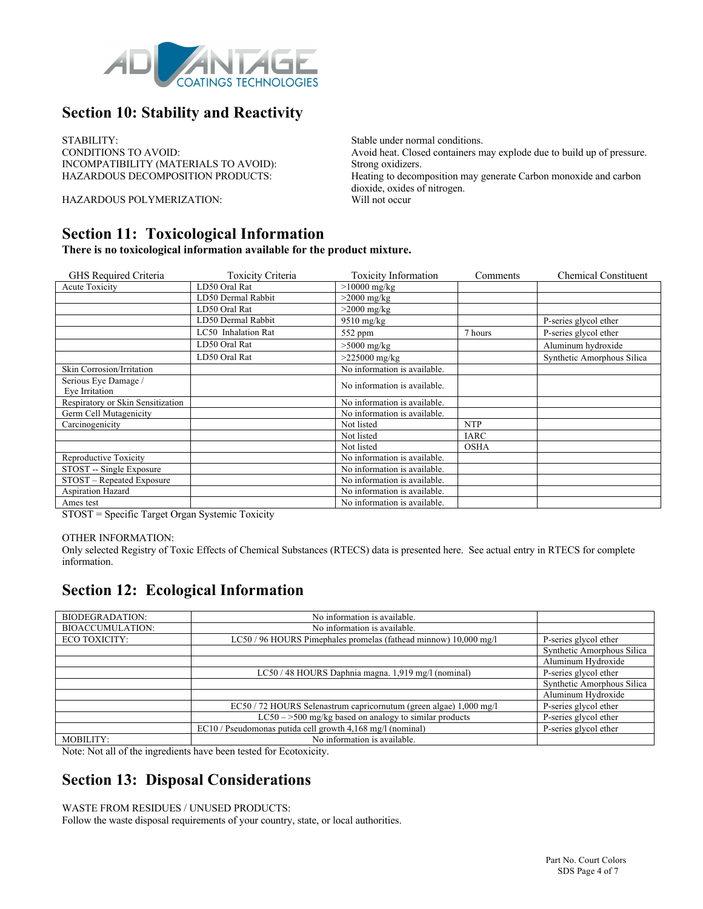## Section 10: Stability and Reactivity

STABILITY: Stable under normal conditions.
CONDITIONS TO AVOID: Avoid heat. Closed containers may explode due to build up of pressure.
INCOMPATIBILITY (MATERIALS TO AVOID): Strong oxidizers.
HAZARDOUS DECOMPOSITION PRODUCTS: Heating to decomposition may generate Carbon monoxide and carbon dioxide, oxides of nitrogen.
HAZARDOUS POLYMERIZATION: Will not occur

## Section 11: Toxicological Information

**There is no toxicological information available for the product mixture.**

| GHS Required Criteria | Toxicity Criteria | Toxicity Information | Comments | Chemical Constituent |
|---|---|---|---|---|
| Acute Toxicity | LD50 Oral Rat | >10000 mg/kg | | |
| | LD50 Dermal Rabbit | >2000 mg/kg | | |
| | LD50 Oral Rat | >2000 mg/kg | | |
| | LD50 Dermal Rabbit | 9510 mg/kg | | P-series glycol ether |
| | LC50 Inhalation Rat | 552 ppm | 7 hours | P-series glycol ether |
| | LD50 Oral Rat | >5000 mg/kg | | Aluminum hydroxide |
| | LD50 Oral Rat | >225000 mg/kg | | Synthetic Amorphous Silica |
| Skin Corrosion/Irritation | | No information is available. | | |
| Serious Eye Damage / Eye Irritation | | No information is available. | | |
| Respiratory or Skin Sensitization | | No information is available. | | |
| Germ Cell Mutagenicity | | No information is available. | | |
| Carcinogenicity | | Not listed | NTP | |
| | | Not listed | IARC | |
| | | Not listed | OSHA | |
| Reproductive Toxicity | | No information is available. | | |
| STOST -- Single Exposure | | No information is available. | | |
| STOST – Repeated Exposure | | No information is available. | | |
| Aspiration Hazard | | No information is available. | | |
| Ames test | | No information is available. | | |

STOST = Specific Target Organ Systemic Toxicity

OTHER INFORMATION:
Only selected Registry of Toxic Effects of Chemical Substances (RTECS) data is presented here. See actual entry in RTECS for complete information.

## Section 12: Ecological Information

| | | |
|---|---|---|
| BIODEGRADATION: | No information is available. | |
| BIOACCUMULATION: | No information is available. | |
| ECO TOXICITY: | LC50 / 96 HOURS Pimephales promelas (fathead minnow) 10,000 mg/l | P-series glycol ether |
| | | Synthetic Amorphous Silica |
| | | Aluminum Hydroxide |
| | LC50 / 48 HOURS Daphnia magna. 1,919 mg/l (nominal) | P-series glycol ether |
| | | Synthetic Amorphous Silica |
| | | Aluminum Hydroxide |
| | EC50 / 72 HOURS Selenastrum capricornutum (green algae) 1,000 mg/l | P-series glycol ether |
| | LC50 – >500 mg/kg based on analogy to similar products | P-series glycol ether |
| | EC10 / Pseudomonas putida cell growth 4,168 mg/l (nominal) | P-series glycol ether |
| MOBILITY: | No information is available. | |

Note: Not all of the ingredients have been tested for Ecotoxicity.

## Section 13: Disposal Considerations

WASTE FROM RESIDUES / UNUSED PRODUCTS:
Follow the waste disposal requirements of your country, state, or local authorities.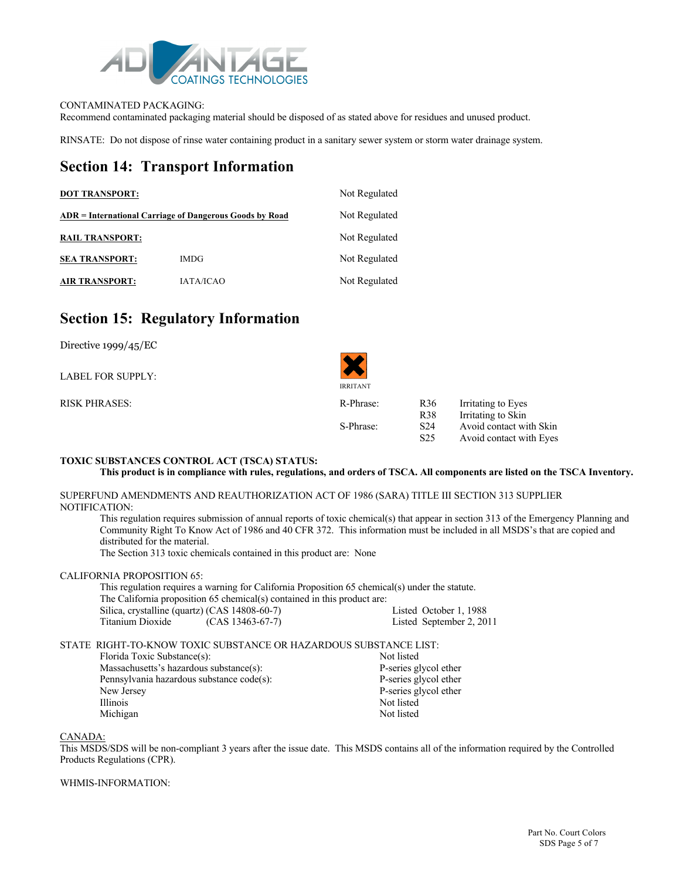CONTAMINATED PACKAGING:
Recommend contaminated packaging material should be disposed of as stated above for residues and unused product.

RINSATE: Do not dispose of rinse water containing product in a sanitary sewer system or storm water drainage system.

## Section 14: Transport Information

| | | |
|---|---|---|
| **DOT TRANSPORT:** | | Not Regulated |
| **ADR = International Carriage of Dangerous Goods by Road** | | Not Regulated |
| **RAIL TRANSPORT:** | | Not Regulated |
| **SEA TRANSPORT:** | IMDG | Not Regulated |
| **AIR TRANSPORT:** | IATA/ICAO | Not Regulated |

## Section 15: Regulatory Information

Directive 1999/45/EC

LABEL FOR SUPPLY: IRRITANT

RISK PHRASES:

| | | | |
|---|---|---|---|
| R-Phrase: | R36 | Irritating to Eyes |
| | R38 | Irritating to Skin |
| S-Phrase: | S24 | Avoid contact with Skin |
| | S25 | Avoid contact with Eyes |

**TOXIC SUBSTANCES CONTROL ACT (TSCA) STATUS:**

**This product is in compliance with rules, regulations, and orders of TSCA. All components are listed on the TSCA Inventory.**

SUPERFUND AMENDMENTS AND REAUTHORIZATION ACT OF 1986 (SARA) TITLE III SECTION 313 SUPPLIER NOTIFICATION:

This regulation requires submission of annual reports of toxic chemical(s) that appear in section 313 of the Emergency Planning and Community Right To Know Act of 1986 and 40 CFR 372. This information must be included in all MSDS's that are copied and distributed for the material.

The Section 313 toxic chemicals contained in this product are: None

CALIFORNIA PROPOSITION 65:

This regulation requires a warning for California Proposition 65 chemical(s) under the statute.

The California proposition 65 chemical(s) contained in this product are:

| | | |
|---|---|---|
| Silica, crystalline (quartz) | (CAS 14808-60-7) | Listed October 1, 1988 |
| Titanium Dioxide | (CAS 13463-67-7) | Listed September 2, 2011 |

STATE RIGHT-TO-KNOW TOXIC SUBSTANCE OR HAZARDOUS SUBSTANCE LIST:

| | |
|---|---|
| Florida Toxic Substance(s): | Not listed |
| Massachusetts's hazardous substance(s): | P-series glycol ether |
| Pennsylvania hazardous substance code(s): | P-series glycol ether |
| New Jersey | P-series glycol ether |
| Illinois | Not listed |
| Michigan | Not listed |

CANADA:

This MSDS/SDS will be non-compliant 3 years after the issue date. This MSDS contains all of the information required by the Controlled Products Regulations (CPR).

WHMIS-INFORMATION: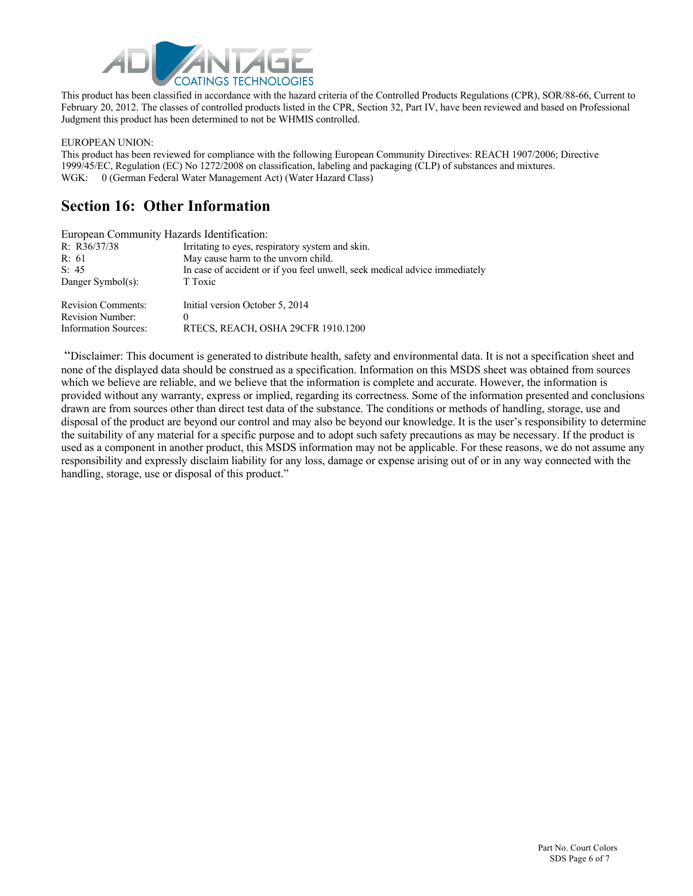This product has been classified in accordance with the hazard criteria of the Controlled Products Regulations (CPR), SOR/88-66, Current to February 20, 2012. The classes of controlled products listed in the CPR, Section 32, Part IV, have been reviewed and based on Professional Judgment this product has been determined to not be WHMIS controlled.

EUROPEAN UNION:

This product has been reviewed for compliance with the following European Community Directives: REACH 1907/2006; Directive 1999/45/EC, Regulation (EC) No 1272/2008 on classification, labeling and packaging (CLP) of substances and mixtures.

WGK: 0 (German Federal Water Management Act) (Water Hazard Class)

## Section 16: Other Information

European Community Hazards Identification:

| | |
|---|---|
| R: R36/37/38 | Irritating to eyes, respiratory system and skin. |
| R: 61 | May cause harm to the unvorn child. |
| S: 45 | In case of accident or if you feel unwell, seek medical advice immediately |
| Danger Symbol(s): | T Toxic |

| | |
|---|---|
| Revision Comments: | Initial version October 5, 2014 |
| Revision Number: | 0 |
| Information Sources: | RTECS, REACH, OSHA 29CFR 1910.1200 |

"Disclaimer: This document is generated to distribute health, safety and environmental data. It is not a specification sheet and none of the displayed data should be construed as a specification. Information on this MSDS sheet was obtained from sources which we believe are reliable, and we believe that the information is complete and accurate. However, the information is provided without any warranty, express or implied, regarding its correctness. Some of the information presented and conclusions drawn are from sources other than direct test data of the substance. The conditions or methods of handling, storage, use and disposal of the product are beyond our control and may also be beyond our knowledge. It is the user's responsibility to determine the suitability of any material for a specific purpose and to adopt such safety precautions as may be necessary. If the product is used as a component in another product, this MSDS information may not be applicable. For these reasons, we do not assume any responsibility and expressly disclaim liability for any loss, damage or expense arising out of or in any way connected with the handling, storage, use or disposal of this product."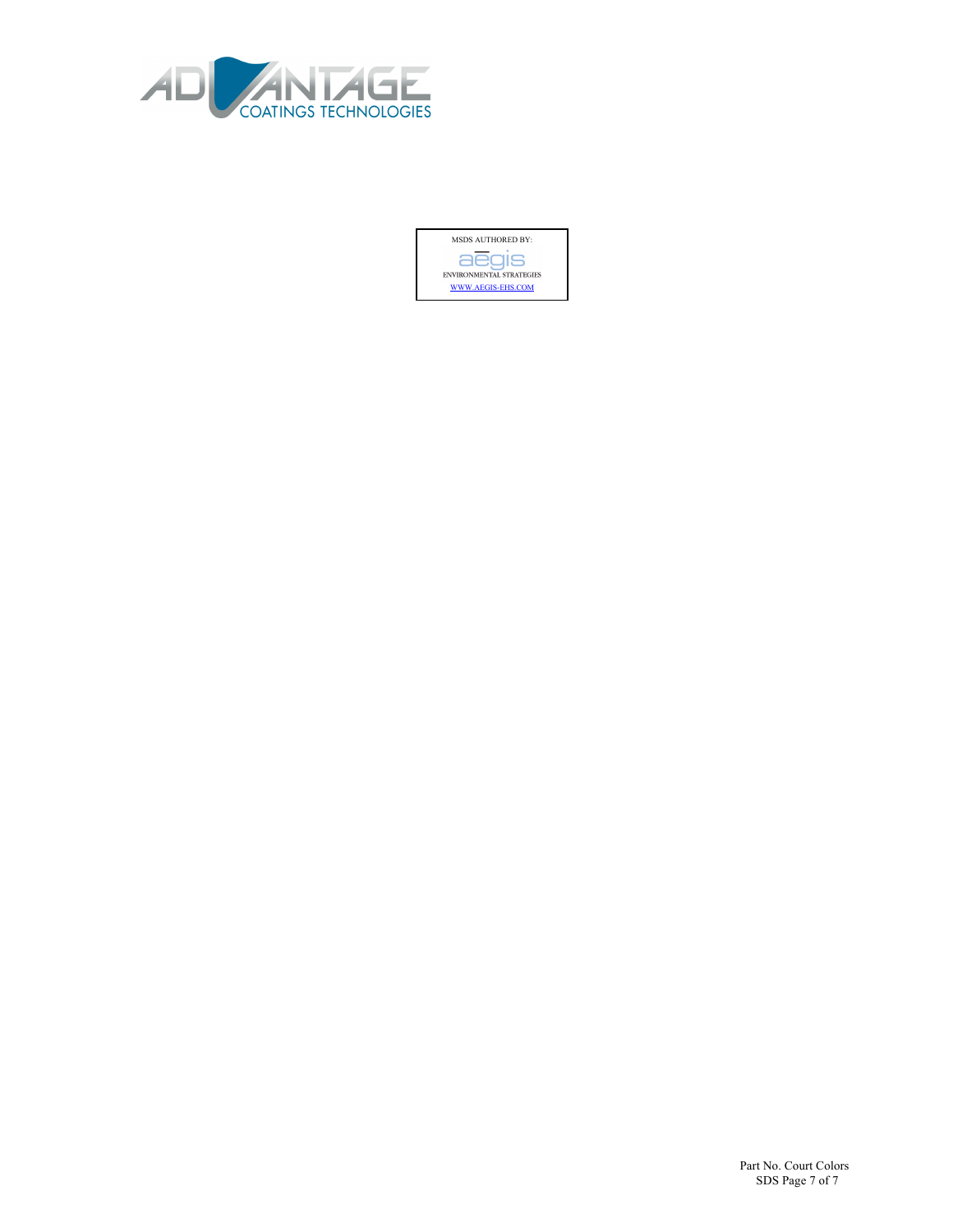ADVANTAGE COATINGS TECHNOLOGIES

MSDS AUTHORED BY:

aegis

ENVIRONMENTAL STRATEGIES

WWW.AEGIS-EHS.COM